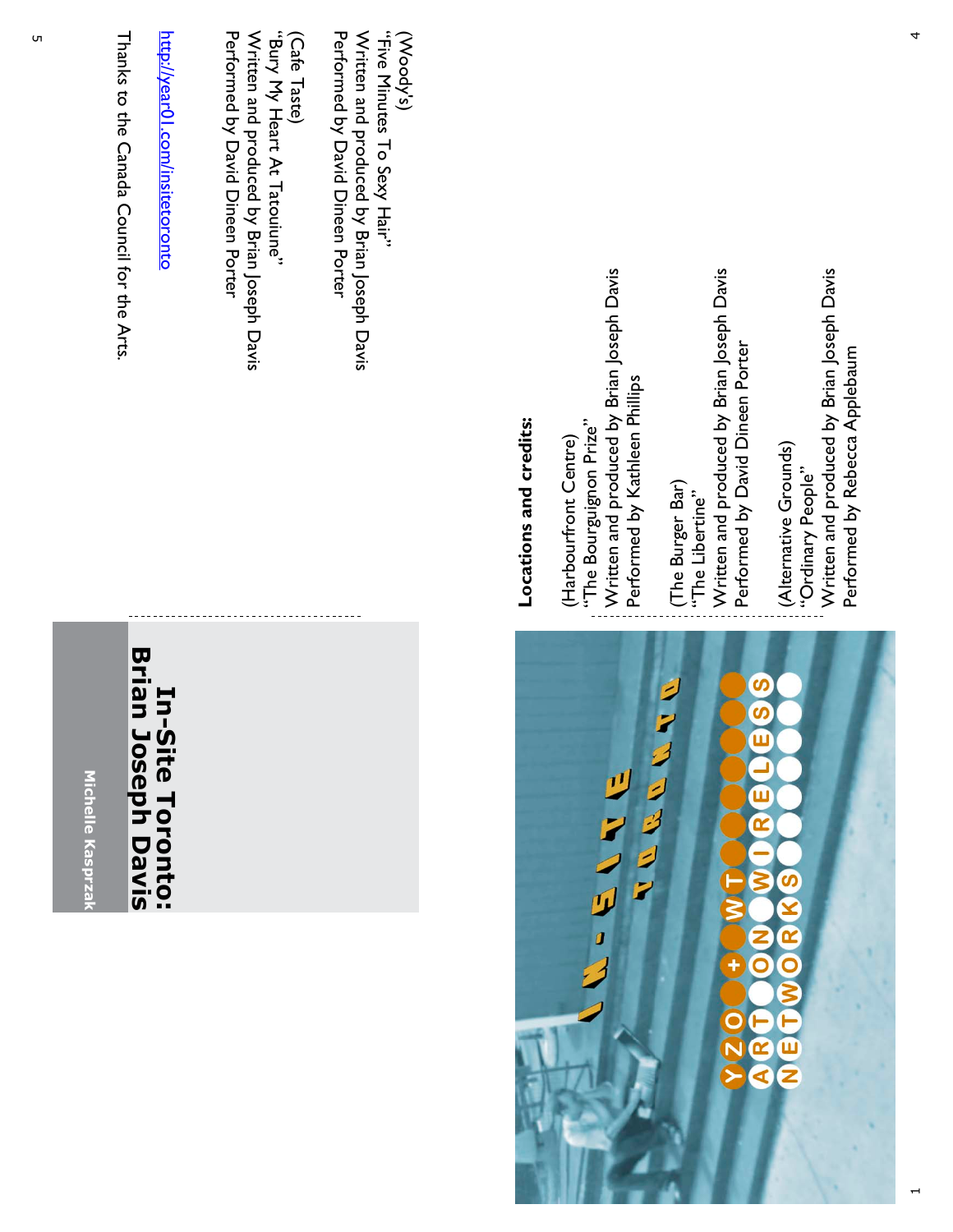# In-Site Toronto: Brian Joseph Davis

Michelle Kasprzak

IN-SITE TORONTO

YYZOOM + WTN
ARTONWIRELESS
NETWORKS

**Locations and credits:**

(Harbourfront Centre)
"The Bourguignon Prize"
Written and produced by Brian Joseph Davis
Performed by Kathleen Phillips

(The Burger Bar)
"The Libertine"
Written and produced by Brian Joseph Davis
Performed by David Dineen Porter

(Alternative Grounds)
"Ordinary People"
Written and produced by Brian Joseph Davis
Performed by Rebecca Applebaum

(Woody's)
"Five Minutes To Sexy Hair"
Written and produced by Brian Joseph Davis
Performed by David Dineen Porter

(Cafe Taste)
"Bury My Heart At Tatouiune"
Written and produced by Brian Joseph Davis
Performed by David Dineen Porter

http://year01.com/insitetoronto

Thanks to the Canada Council for the Arts.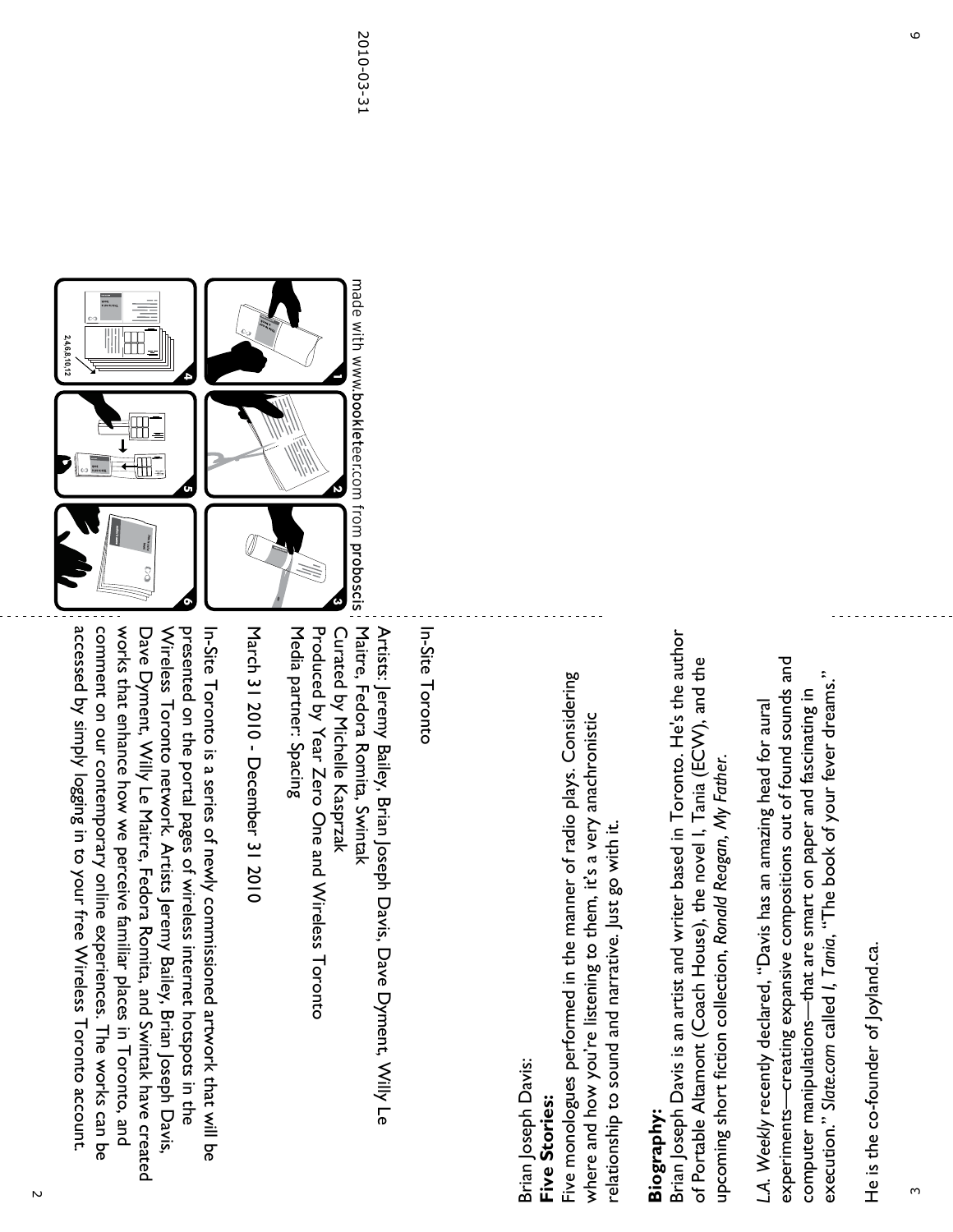2010-03-31

made with www.bookleteer.com from proboscis

In-Site Toronto

Artists: Jeremy Bailey, Brian Joseph Davis, Dave Dyment, Willy Le Maitre, Fedora Romita, Swintak
Curated by Michelle Kasprzak
Produced by Year Zero One and Wireless Toronto
Media partner: Spacing

March 31 2010 - December 31 2010

In-Site Toronto is a series of newly commissioned artwork that will be presented on the portal pages of wireless internet hotspots in the Wireless Toronto network. Artists Jeremy Bailey, Brian Joseph Davis, Dave Dyment, Willy Le Maitre, Fedora Romita, and Swintak have created works that enhance how we perceive familiar places in Toronto, and comment on our contemporary online experiences. The works can be accessed by simply logging in to your free Wireless Toronto account.

Brian Joseph Davis:
**Five Stories:**
Five monologues performed in the manner of radio plays. Considering where and how you're listening to them, it's a very anachronistic relationship to sound and narrative. Just go with it.

**Biography:**
Brian Joseph Davis is an artist and writer based in Toronto. He's the author of Portable Altamont (Coach House), the novel I, Tania (ECW), and the upcoming short fiction collection, *Ronald Reagan, My Father*.

*L.A. Weekly* recently declared, "Davis has an amazing head for aural experiments—creating expansive compositions out of found sounds and computer manipulations—that are smart on paper and fascinating in execution." *Slate.com* called *I, Tania*, "The book of your fever dreams."

He is the co-founder of Joyland.ca.